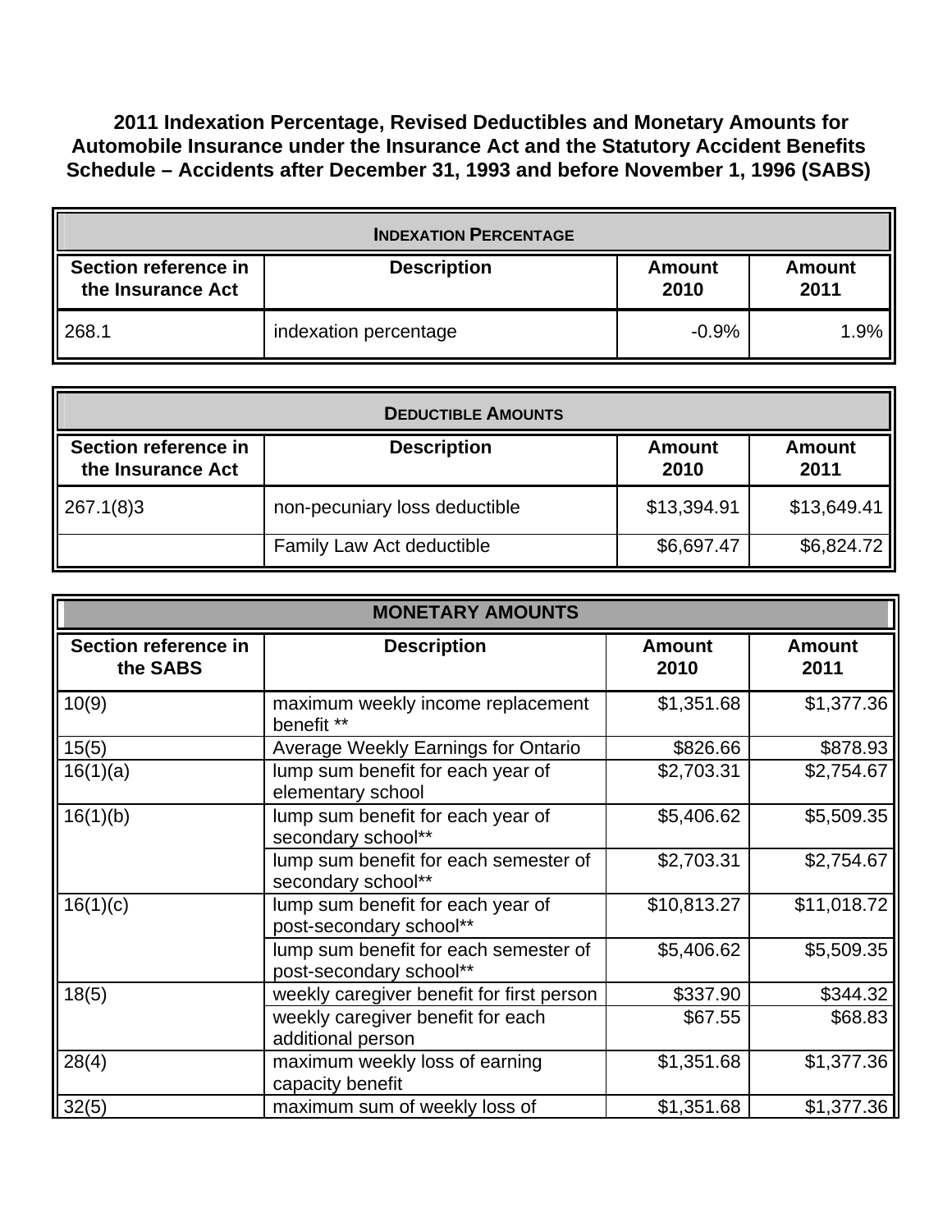# 2011 Indexation Percentage, Revised Deductibles and Monetary Amounts for Automobile Insurance under the Insurance Act and the Statutory Accident Benefits Schedule – Accidents after December 31, 1993 and before November 1, 1996 (SABS)

| INDEXATION PERCENTAGE | | | |
|---|---|---|---|
| **Section reference in the Insurance Act** | **Description** | **Amount 2010** | **Amount 2011** |
| 268.1 | indexation percentage | -0.9% | 1.9% |

| DEDUCTIBLE AMOUNTS | | | |
|---|---|---|---|
| **Section reference in the Insurance Act** | **Description** | **Amount 2010** | **Amount 2011** |
| 267.1(8)3 | non-pecuniary loss deductible | $13,394.91 | $13,649.41 |
| | Family Law Act deductible | $6,697.47 | $6,824.72 |

| MONETARY AMOUNTS | | | |
|---|---|---|---|
| **Section reference in the SABS** | **Description** | **Amount 2010** | **Amount 2011** |
| 10(9) | maximum weekly income replacement benefit ** | $1,351.68 | $1,377.36 |
| 15(5) | Average Weekly Earnings for Ontario | $826.66 | $878.93 |
| 16(1)(a) | lump sum benefit for each year of elementary school | $2,703.31 | $2,754.67 |
| 16(1)(b) | lump sum benefit for each year of secondary school** | $5,406.62 | $5,509.35 |
| | lump sum benefit for each semester of secondary school** | $2,703.31 | $2,754.67 |
| 16(1)(c) | lump sum benefit for each year of post-secondary school** | $10,813.27 | $11,018.72 |
| | lump sum benefit for each semester of post-secondary school** | $5,406.62 | $5,509.35 |
| 18(5) | weekly caregiver benefit for first person | $337.90 | $344.32 |
| | weekly caregiver benefit for each additional person | $67.55 | $68.83 |
| 28(4) | maximum weekly loss of earning capacity benefit | $1,351.68 | $1,377.36 |
| 32(5) | maximum sum of weekly loss of | $1,351.68 | $1,377.36 |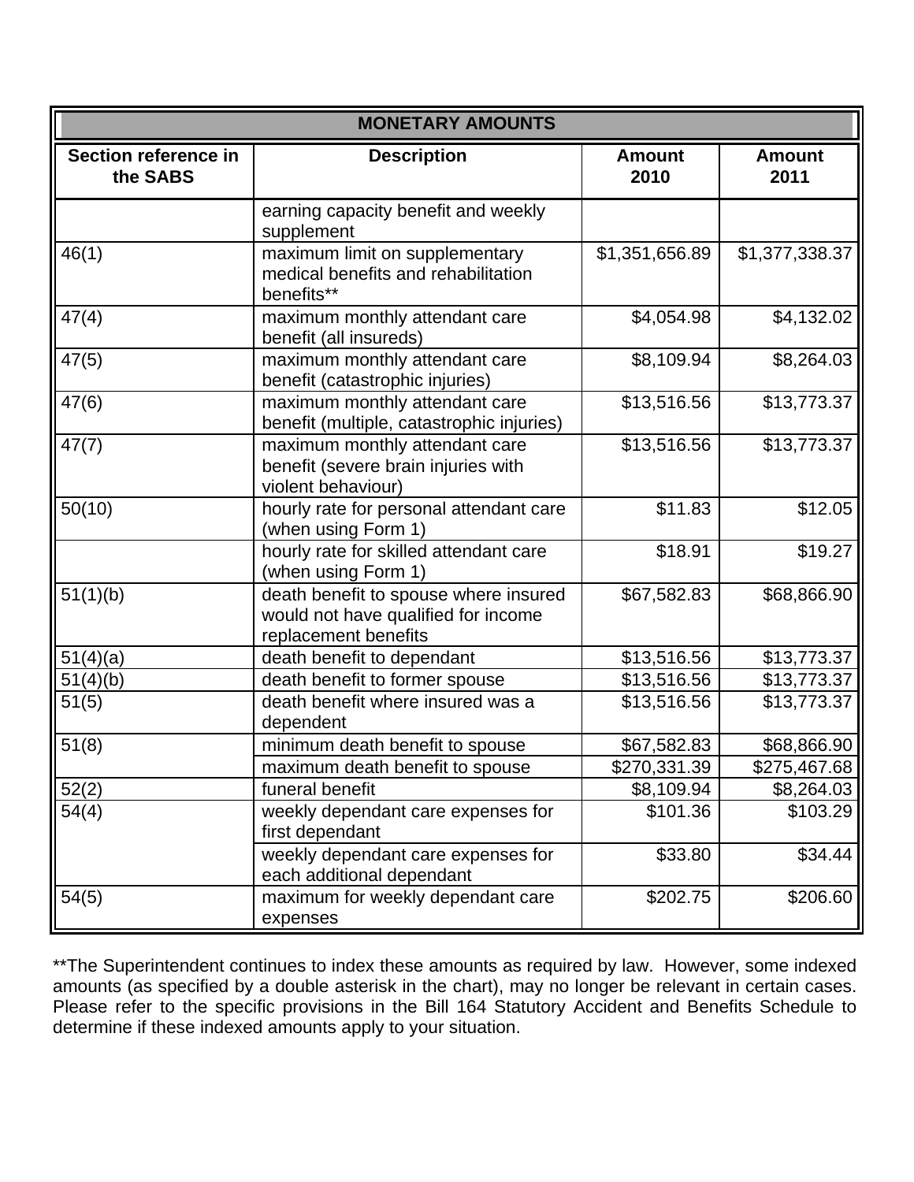| MONETARY AMOUNTS | | | |
|---|---|---|---|
| **Section reference in the SABS** | **Description** | **Amount 2010** | **Amount 2011** |
| | earning capacity benefit and weekly supplement | | |
| 46(1) | maximum limit on supplementary medical benefits and rehabilitation benefits** | $1,351,656.89 | $1,377,338.37 |
| 47(4) | maximum monthly attendant care benefit (all insureds) | $4,054.98 | $4,132.02 |
| 47(5) | maximum monthly attendant care benefit (catastrophic injuries) | $8,109.94 | $8,264.03 |
| 47(6) | maximum monthly attendant care benefit (multiple, catastrophic injuries) | $13,516.56 | $13,773.37 |
| 47(7) | maximum monthly attendant care benefit (severe brain injuries with violent behaviour) | $13,516.56 | $13,773.37 |
| 50(10) | hourly rate for personal attendant care (when using Form 1) | $11.83 | $12.05 |
| | hourly rate for skilled attendant care (when using Form 1) | $18.91 | $19.27 |
| 51(1)(b) | death benefit to spouse where insured would not have qualified for income replacement benefits | $67,582.83 | $68,866.90 |
| 51(4)(a) | death benefit to dependant | $13,516.56 | $13,773.37 |
| 51(4)(b) | death benefit to former spouse | $13,516.56 | $13,773.37 |
| 51(5) | death benefit where insured was a dependent | $13,516.56 | $13,773.37 |
| 51(8) | minimum death benefit to spouse | $67,582.83 | $68,866.90 |
| | maximum death benefit to spouse | $270,331.39 | $275,467.68 |
| 52(2) | funeral benefit | $8,109.94 | $8,264.03 |
| 54(4) | weekly dependant care expenses for first dependant | $101.36 | $103.29 |
| | weekly dependant care expenses for each additional dependant | $33.80 | $34.44 |
| 54(5) | maximum for weekly dependant care expenses | $202.75 | $206.60 |

**The Superintendent continues to index these amounts as required by law. However, some indexed amounts (as specified by a double asterisk in the chart), may no longer be relevant in certain cases. Please refer to the specific provisions in the Bill 164 Statutory Accident and Benefits Schedule to determine if these indexed amounts apply to your situation.